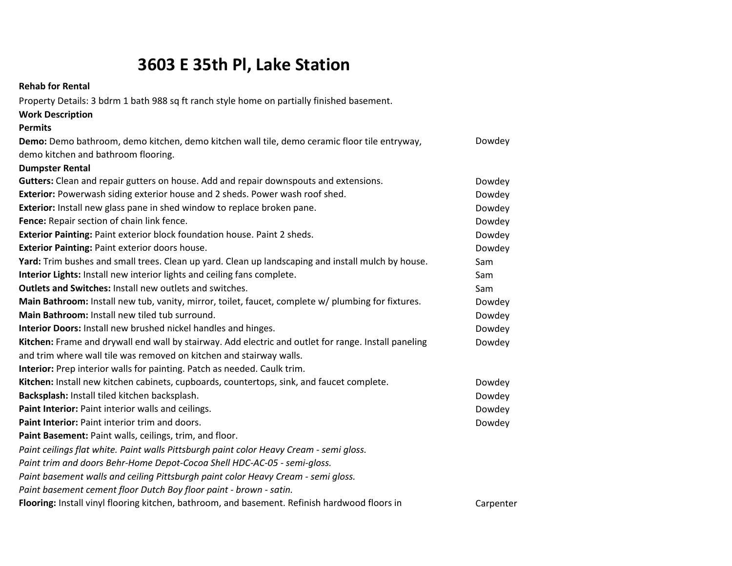# 3603 E 35th Pl, Lake Station

**Rehab for Rental**

Property Details: 3 bdrm 1 bath 988 sq ft ranch style home on partially finished basement.

**Work Description**

| Item | Assigned |
|---|---|
| **Permits** | |
| **Demo:** Demo bathroom, demo kitchen, demo kitchen wall tile, demo ceramic floor tile entryway, demo kitchen and bathroom flooring. | Dowdey |
| **Dumpster Rental** | |
| **Gutters:** Clean and repair gutters on house. Add and repair downspouts and extensions. | Dowdey |
| **Exterior:** Powerwash siding exterior house and 2 sheds. Power wash roof shed. | Dowdey |
| **Exterior:** Install new glass pane in shed window to replace broken pane. | Dowdey |
| **Fence:** Repair section of chain link fence. | Dowdey |
| **Exterior Painting:** Paint exterior block foundation house. Paint 2 sheds. | Dowdey |
| **Exterior Painting:** Paint exterior doors house. | Dowdey |
| **Yard:** Trim bushes and small trees. Clean up yard. Clean up landscaping and install mulch by house. | Sam |
| **Interior Lights:** Install new interior lights and ceiling fans complete. | Sam |
| **Outlets and Switches:** Install new outlets and switches. | Sam |
| **Main Bathroom:** Install new tub, vanity, mirror, toilet, faucet, complete w/ plumbing for fixtures. | Dowdey |
| **Main Bathroom:** Install new tiled tub surround. | Dowdey |
| **Interior Doors:** Install new brushed nickel handles and hinges. | Dowdey |
| **Kitchen:** Frame and drywall end wall by stairway. Add electric and outlet for range. Install paneling and trim where wall tile was removed on kitchen and stairway walls. | Dowdey |
| **Interior:** Prep interior walls for painting. Patch as needed. Caulk trim. | |
| **Kitchen:** Install new kitchen cabinets, cupboards, countertops, sink, and faucet complete. | Dowdey |
| **Backsplash:** Install tiled kitchen backsplash. | Dowdey |
| **Paint Interior:** Paint interior walls and ceilings. | Dowdey |
| **Paint Interior:** Paint interior trim and doors. | Dowdey |
| **Paint Basement:** Paint walls, ceilings, trim, and floor. | |

*Paint ceilings flat white. Paint walls Pittsburgh paint color Heavy Cream - semi gloss.*
*Paint trim and doors Behr-Home Depot-Cocoa Shell HDC-AC-05 - semi-gloss.*
*Paint basement walls and ceiling Pittsburgh paint color Heavy Cream - semi gloss.*
*Paint basement cement floor Dutch Boy floor paint - brown - satin.*

| Item | Assigned |
|---|---|
| **Flooring:** Install vinyl flooring kitchen, bathroom, and basement. Refinish hardwood floors in | Carpenter |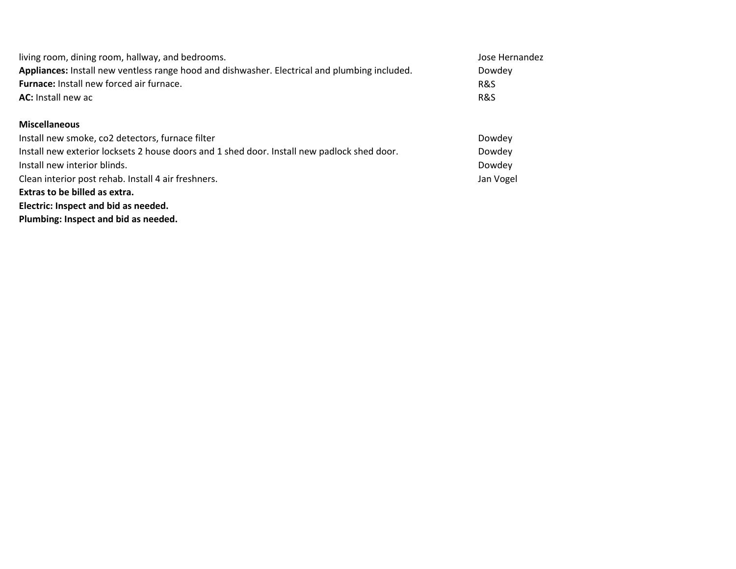| | |
|---|---|
| living room, dining room, hallway, and bedrooms. | Jose Hernandez |
| **Appliances:** Install new ventless range hood and dishwasher. Electrical and plumbing included. | Dowdey |
| **Furnace:** Install new forced air furnace. | R&S |
| **AC:** Install new ac | R&S |

**Miscellaneous**

| | |
|---|---|
| Install new smoke, co2 detectors, furnace filter | Dowdey |
| Install new exterior locksets 2 house doors and 1 shed door. Install new padlock shed door. | Dowdey |
| Install new interior blinds. | Dowdey |
| Clean interior post rehab. Install 4 air freshners. | Jan Vogel |

**Extras to be billed as extra.**

**Electric: Inspect and bid as needed.**

**Plumbing: Inspect and bid as needed.**